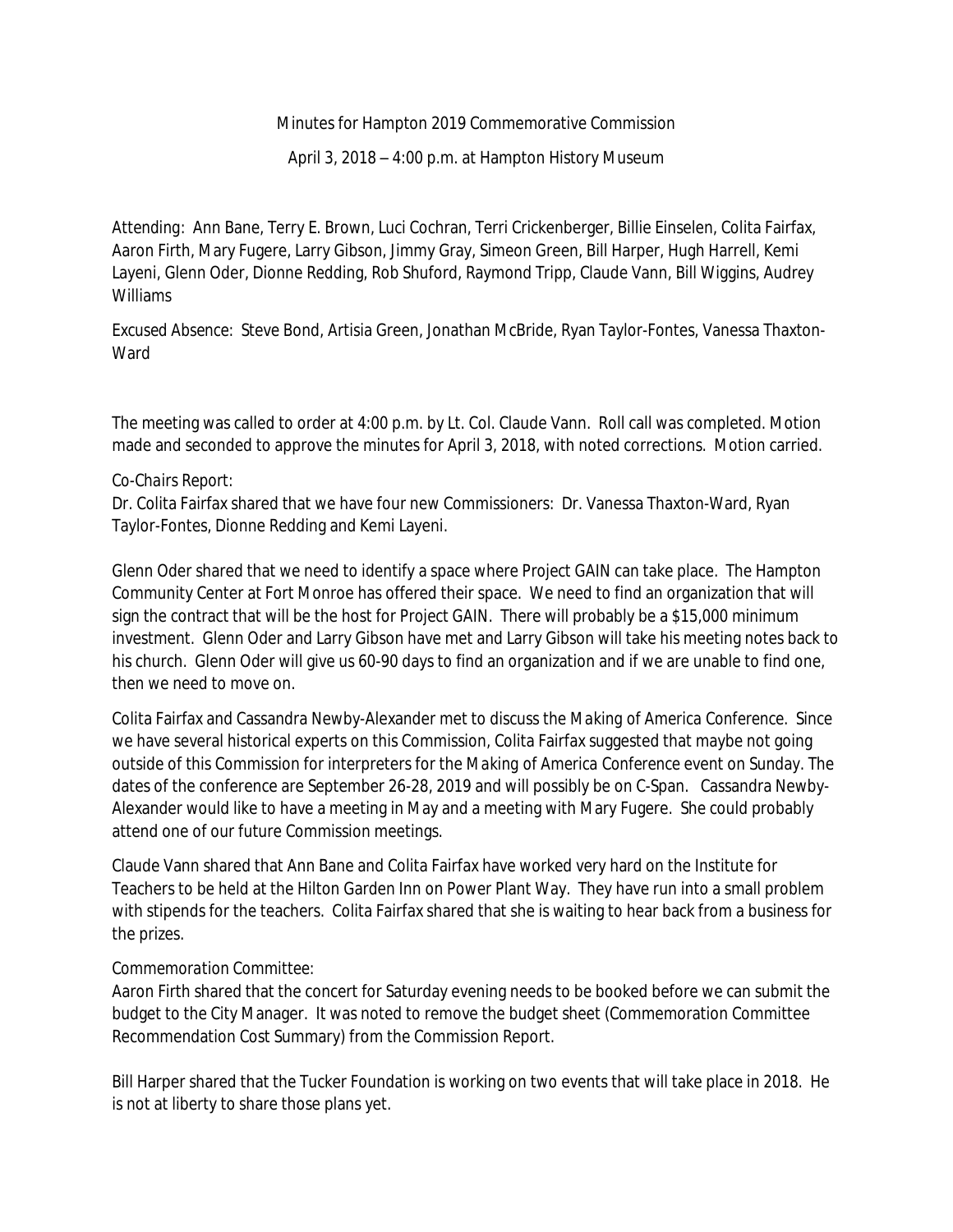Minutes for Hampton 2019 Commemorative Commission

April 3, 2018 – 4:00 p.m. at Hampton History Museum

Attending: Ann Bane, Terry E. Brown, Luci Cochran, Terri Crickenberger, Billie Einselen, Colita Fairfax, Aaron Firth, Mary Fugere, Larry Gibson, Jimmy Gray, Simeon Green, Bill Harper, Hugh Harrell, Kemi Layeni, Glenn Oder, Dionne Redding, Rob Shuford, Raymond Tripp, Claude Vann, Bill Wiggins, Audrey Williams

Excused Absence: Steve Bond, Artisia Green, Jonathan McBride, Ryan Taylor-Fontes, Vanessa Thaxton-Ward

The meeting was called to order at 4:00 p.m. by Lt. Col. Claude Vann. Roll call was completed. Motion made and seconded to approve the minutes for April 3, 2018, with noted corrections. Motion carried.

*Co-Chairs Report:*
Dr. Colita Fairfax shared that we have four new Commissioners: Dr. Vanessa Thaxton-Ward, Ryan Taylor-Fontes, Dionne Redding and Kemi Layeni.

Glenn Oder shared that we need to identify a space where Project GAIN can take place. The Hampton Community Center at Fort Monroe has offered their space. We need to find an organization that will sign the contract that will be the host for Project GAIN. There will probably be a $15,000 minimum investment. Glenn Oder and Larry Gibson have met and Larry Gibson will take his meeting notes back to his church. Glenn Oder will give us 60-90 days to find an organization and if we are unable to find one, then we need to move on.

Colita Fairfax and Cassandra Newby-Alexander met to discuss the Making of America Conference. Since we have several historical experts on this Commission, Colita Fairfax suggested that maybe not going outside of this Commission for interpreters for the Making of America Conference event on Sunday. The dates of the conference are September 26-28, 2019 and will possibly be on C-Span. Cassandra Newby-Alexander would like to have a meeting in May and a meeting with Mary Fugere. She could probably attend one of our future Commission meetings.

Claude Vann shared that Ann Bane and Colita Fairfax have worked very hard on the Institute for Teachers to be held at the Hilton Garden Inn on Power Plant Way. They have run into a small problem with stipends for the teachers. Colita Fairfax shared that she is waiting to hear back from a business for the prizes.

*Commemoration Committee:*
Aaron Firth shared that the concert for Saturday evening needs to be booked before we can submit the budget to the City Manager. It was noted to remove the budget sheet (Commemoration Committee Recommendation Cost Summary) from the Commission Report.

Bill Harper shared that the Tucker Foundation is working on two events that will take place in 2018. He is not at liberty to share those plans yet.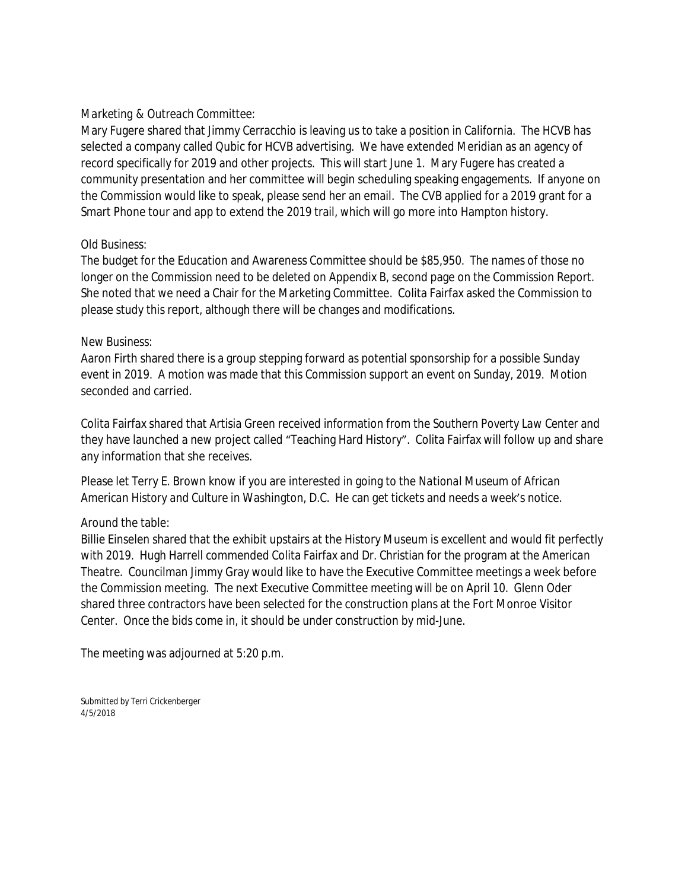Marketing & Outreach Committee:

Mary Fugere shared that Jimmy Cerracchio is leaving us to take a position in California. The HCVB has selected a company called Qubic for HCVB advertising. We have extended Meridian as an agency of record specifically for 2019 and other projects. This will start June 1. Mary Fugere has created a community presentation and her committee will begin scheduling speaking engagements. If anyone on the Commission would like to speak, please send her an email. The CVB applied for a 2019 grant for a Smart Phone tour and app to extend the 2019 trail, which will go more into Hampton history.

Old Business:

The budget for the Education and Awareness Committee should be $85,950. The names of those no longer on the Commission need to be deleted on Appendix B, second page on the Commission Report. She noted that we need a Chair for the Marketing Committee. Colita Fairfax asked the Commission to please study this report, although there will be changes and modifications.

New Business:

Aaron Firth shared there is a group stepping forward as potential sponsorship for a possible Sunday event in 2019. A motion was made that this Commission support an event on Sunday, 2019. Motion seconded and carried.

Colita Fairfax shared that Artisia Green received information from the Southern Poverty Law Center and they have launched a new project called "Teaching Hard History". Colita Fairfax will follow up and share any information that she receives.

Please let Terry E. Brown know if you are interested in going to the National Museum of African American History and Culture in Washington, D.C. He can get tickets and needs a week's notice.

Around the table:

Billie Einselen shared that the exhibit upstairs at the History Museum is excellent and would fit perfectly with 2019. Hugh Harrell commended Colita Fairfax and Dr. Christian for the program at the American Theatre. Councilman Jimmy Gray would like to have the Executive Committee meetings a week before the Commission meeting. The next Executive Committee meeting will be on April 10. Glenn Oder shared three contractors have been selected for the construction plans at the Fort Monroe Visitor Center. Once the bids come in, it should be under construction by mid-June.

The meeting was adjourned at 5:20 p.m.

Submitted by Terri Crickenberger
4/5/2018